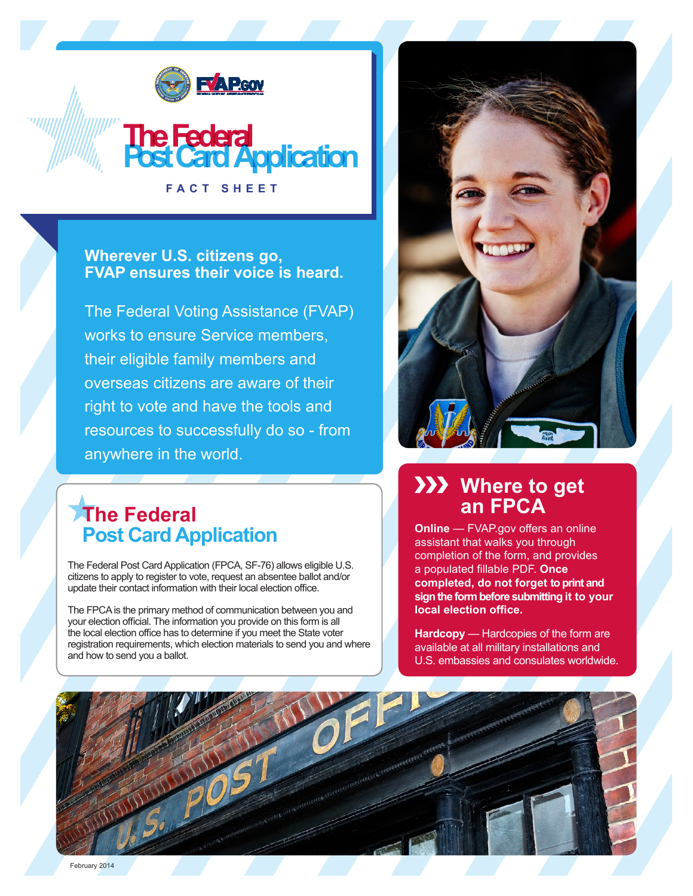# The Federal Post Card Application

FACT SHEET

**Wherever U.S. citizens go, FVAP ensures their voice is heard.**

The Federal Voting Assistance (FVAP) works to ensure Service members, their eligible family members and overseas citizens are aware of their right to vote and have the tools and resources to successfully do so - from anywhere in the world.

## The Federal Post Card Application

The Federal Post Card Application (FPCA, SF-76) allows eligible U.S. citizens to apply to register to vote, request an absentee ballot and/or update their contact information with their local election office.

The FPCA is the primary method of communication between you and your election official. The information you provide on this form is all the local election office has to determine if you meet the State voter registration requirements, which election materials to send you and where and how to send you a ballot.

## Where to get an FPCA

**Online** — FVAP.gov offers an online assistant that walks you through completion of the form, and provides a populated fillable PDF. **Once completed, do not forget to print and sign the form before submitting it to your local election office.**

**Hardcopy** — Hardcopies of the form are available at all military installations and U.S. embassies and consulates worldwide.

February 2014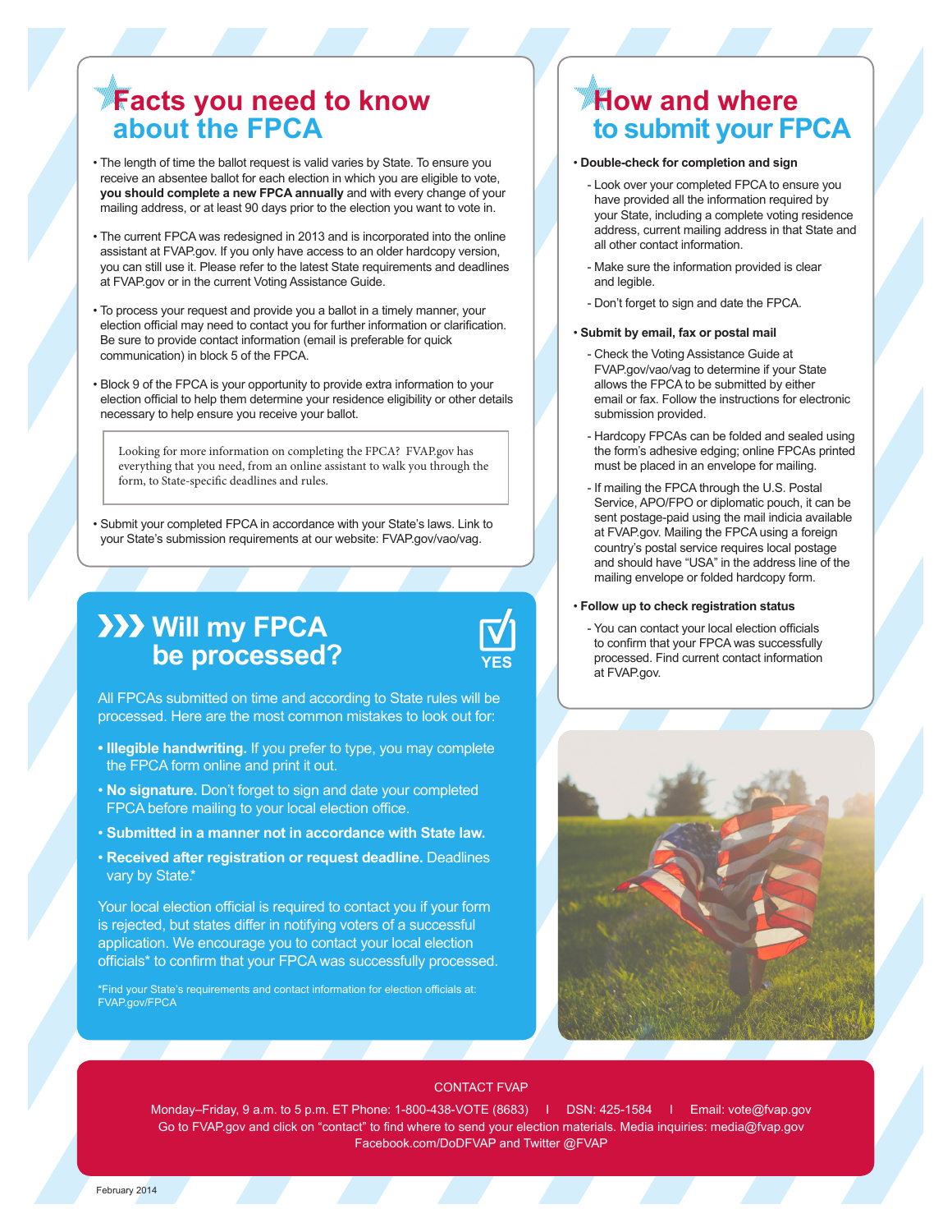# Facts you need to know about the FPCA

- The length of time the ballot request is valid varies by State. To ensure you receive an absentee ballot for each election in which you are eligible to vote, **you should complete a new FPCA annually** and with every change of your mailing address, or at least 90 days prior to the election you want to vote in.
- The current FPCA was redesigned in 2013 and is incorporated into the online assistant at FVAP.gov. If you only have access to an older hardcopy version, you can still use it. Please refer to the latest State requirements and deadlines at FVAP.gov or in the current Voting Assistance Guide.
- To process your request and provide you a ballot in a timely manner, your election official may need to contact you for further information or clarification. Be sure to provide contact information (email is preferable for quick communication) in block 5 of the FPCA.
- Block 9 of the FPCA is your opportunity to provide extra information to your election official to help them determine your residence eligibility or other details necessary to help ensure you receive your ballot.

> Looking for more information on completing the FPCA? FVAP.gov has everything that you need, from an online assistant to walk you through the form, to State-specific deadlines and rules.

- Submit your completed FPCA in accordance with your State's laws. Link to your State's submission requirements at our website: FVAP.gov/vao/vag.

# Will my FPCA be processed?

YES

All FPCAs submitted on time and according to State rules will be processed. Here are the most common mistakes to look out for:

- **Illegible handwriting.** If you prefer to type, you may complete the FPCA form online and print it out.
- **No signature.** Don't forget to sign and date your completed FPCA before mailing to your local election office.
- **Submitted in a manner not in accordance with State law.**
- **Received after registration or request deadline.** Deadlines vary by State.*

Your local election official is required to contact you if your form is rejected, but states differ in notifying voters of a successful application. We encourage you to contact your local election officials* to confirm that your FPCA was successfully processed.

*Find your State's requirements and contact information for election officials at: FVAP.gov/FPCA

# How and where to submit your FPCA

- **Double-check for completion and sign**
  - Look over your completed FPCA to ensure you have provided all the information required by your State, including a complete voting residence address, current mailing address in that State and all other contact information.
  - Make sure the information provided is clear and legible.
  - Don't forget to sign and date the FPCA.
- **Submit by email, fax or postal mail**
  - Check the Voting Assistance Guide at FVAP.gov/vao/vag to determine if your State allows the FPCA to be submitted by either email or fax. Follow the instructions for electronic submission provided.
  - Hardcopy FPCAs can be folded and sealed using the form's adhesive edging; online FPCAs printed must be placed in an envelope for mailing.
  - If mailing the FPCA through the U.S. Postal Service, APO/FPO or diplomatic pouch, it can be sent postage-paid using the mail indicia available at FVAP.gov. Mailing the FPCA using a foreign country's postal service requires local postage and should have "USA" in the address line of the mailing envelope or folded hardcopy form.
- **Follow up to check registration status**
  - You can contact your local election officials to confirm that your FPCA was successfully processed. Find current contact information at FVAP.gov.

## CONTACT FVAP

Monday–Friday, 9 a.m. to 5 p.m. ET Phone: 1-800-438-VOTE (8683) | DSN: 425-1584 | Email: vote@fvap.gov
Go to FVAP.gov and click on "contact" to find where to send your election materials. Media inquiries: media@fvap.gov
Facebook.com/DoDFVAP and Twitter @FVAP

February 2014